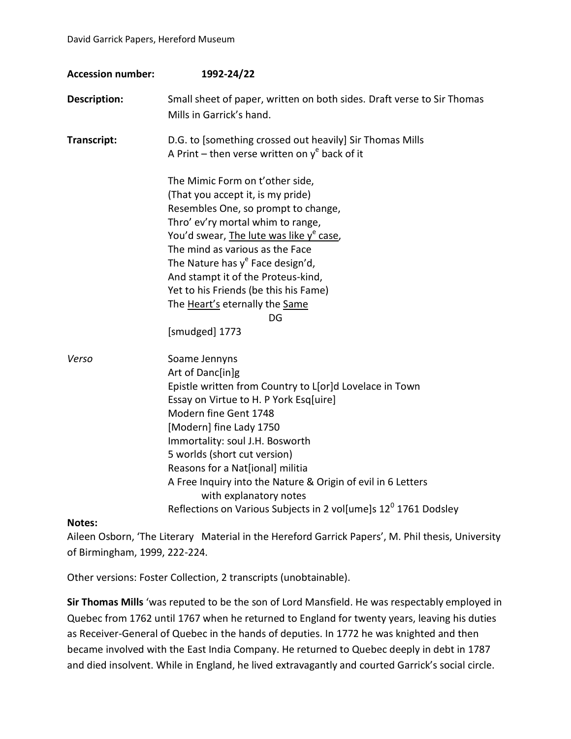David Garrick Papers, Hereford Museum

**Accession number:** **1992-24/22**

**Description:** Small sheet of paper, written on both sides. Draft verse to Sir Thomas Mills in Garrick's hand.

**Transcript:** D.G. to [something crossed out heavily] Sir Thomas Mills
A Print – then verse written on y$^{e}$ back of it

The Mimic Form on t'other side,
(That you accept it, is my pride)
Resembles One, so prompt to change,
Thro' ev'ry mortal whim to range,
You'd swear, <u>The lute was like y$^{e}$ case</u>,
The mind as various as the Face
The Nature has y$^{e}$ Face design'd,
And stampt it of the Proteus-kind,
Yet to his Friends (be this his Fame)
The <u>Heart's</u> eternally the <u>Same</u>
DG
[smudged] 1773

*Verso* Soame Jennyns
Art of Danc[in]g
Epistle written from Country to L[or]d Lovelace in Town
Essay on Virtue to H. P York Esq[uire]
Modern fine Gent 1748
[Modern] fine Lady 1750
Immortality: soul J.H. Bosworth
5 worlds (short cut version)
Reasons for a Nat[ional] militia
A Free Inquiry into the Nature & Origin of evil in 6 Letters
with explanatory notes
Reflections on Various Subjects in 2 vol[ume]s 12$^{0}$ 1761 Dodsley

**Notes:**

Aileen Osborn, 'The Literary Material in the Hereford Garrick Papers', M. Phil thesis, University of Birmingham, 1999, 222-224.

Other versions: Foster Collection, 2 transcripts (unobtainable).

**Sir Thomas Mills** 'was reputed to be the son of Lord Mansfield. He was respectably employed in Quebec from 1762 until 1767 when he returned to England for twenty years, leaving his duties as Receiver-General of Quebec in the hands of deputies. In 1772 he was knighted and then became involved with the East India Company. He returned to Quebec deeply in debt in 1787 and died insolvent. While in England, he lived extravagantly and courted Garrick's social circle.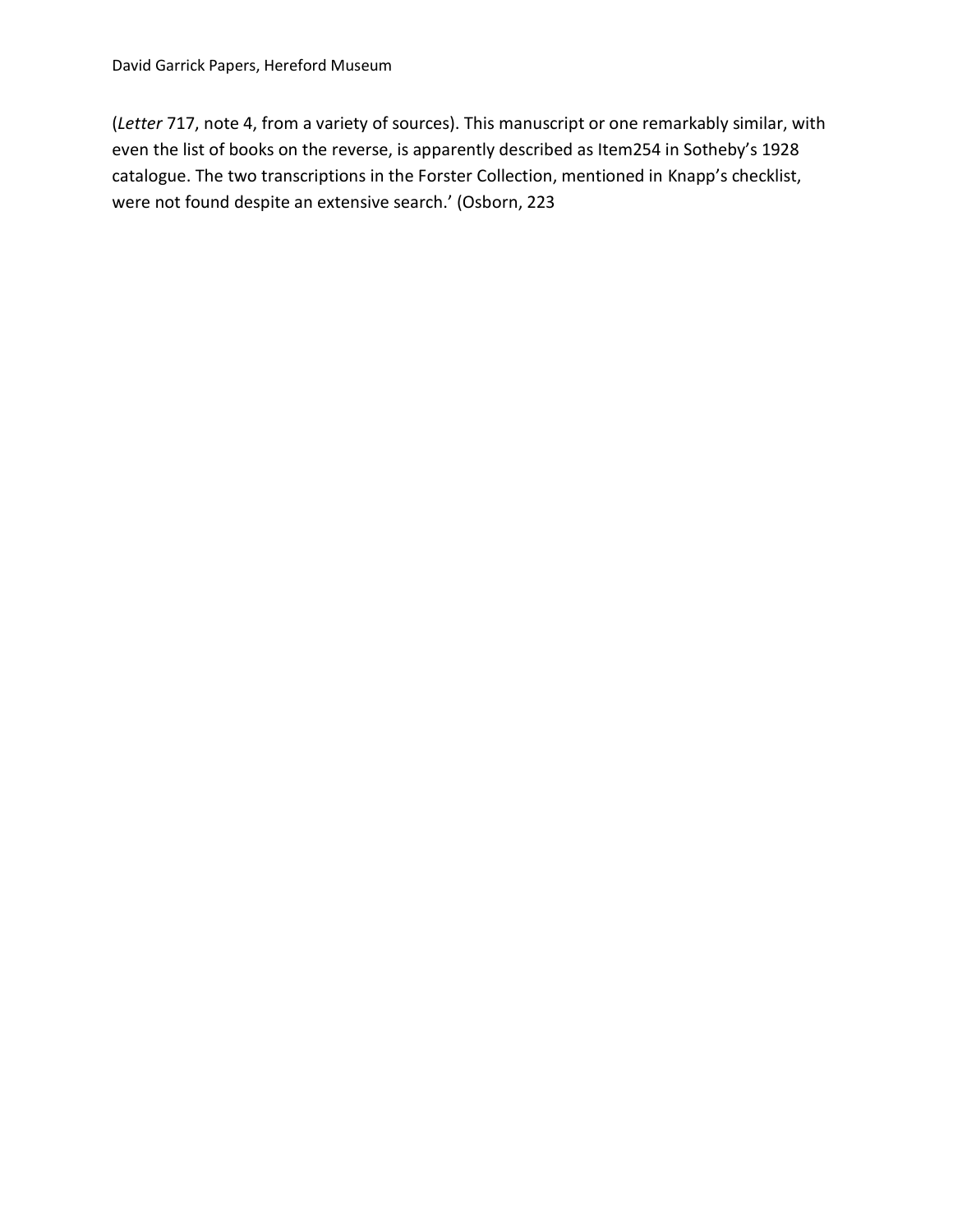(*Letter* 717, note 4, from a variety of sources). This manuscript or one remarkably similar, with even the list of books on the reverse, is apparently described as Item254 in Sotheby's 1928 catalogue. The two transcriptions in the Forster Collection, mentioned in Knapp's checklist, were not found despite an extensive search.' (Osborn, 223